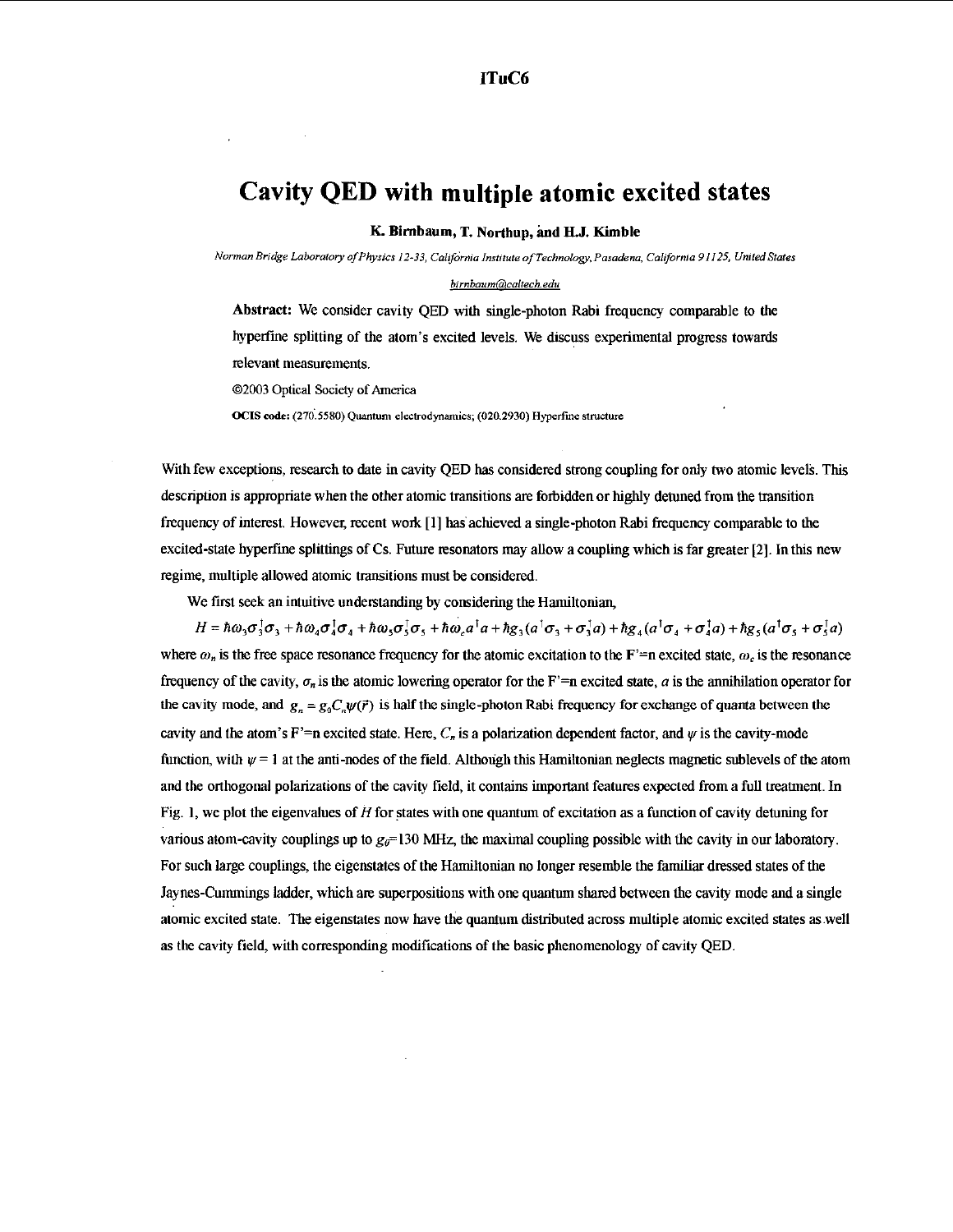ITuC6

# Cavity QED with multiple atomic excited states

**K. Birnbaum, T. Northup, and H.J. Kimble**

*Norman Bridge Laboratory of Physics 12-33, California Institute of Technology, Pasadena, California 91125, United States*

*birnbaum@caltech.edu*

**Abstract:** We consider cavity QED with single-photon Rabi frequency comparable to the hyperfine splitting of the atom's excited levels. We discuss experimental progress towards relevant measurements.

©2003 Optical Society of America

**OCIS code:** (270.5580) Quantum electrodynamics; (020.2930) Hyperfine structure

With few exceptions, research to date in cavity QED has considered strong coupling for only two atomic levels. This description is appropriate when the other atomic transitions are forbidden or highly detuned from the transition frequency of interest. However, recent work [1] has achieved a single-photon Rabi frequency comparable to the excited-state hyperfine splittings of Cs. Future resonators may allow a coupling which is far greater [2]. In this new regime, multiple allowed atomic transitions must be considered.

We first seek an intuitive understanding by considering the Hamiltonian,

$$H = \hbar\omega_3\sigma_3^\dagger\sigma_3 + \hbar\omega_4\sigma_4^\dagger\sigma_4 + \hbar\omega_5\sigma_5^\dagger\sigma_5 + \hbar\omega_c a^\dagger a + \hbar g_3(a^\dagger\sigma_3 + \sigma_3^\dagger a) + \hbar g_4(a^\dagger\sigma_4 + \sigma_4^\dagger a) + \hbar g_5(a^\dagger\sigma_5 + \sigma_5^\dagger a)$$

where $\omega_n$ is the free space resonance frequency for the atomic excitation to the $F'=n$ excited state, $\omega_c$ is the resonance frequency of the cavity, $\sigma_n$ is the atomic lowering operator for the $F'=n$ excited state, $a$ is the annihilation operator for the cavity mode, and $g_n = g_0 C_n \psi(\vec{r})$ is half the single-photon Rabi frequency for exchange of quanta between the cavity and the atom's $F'=n$ excited state. Here, $C_n$ is a polarization dependent factor, and $\psi$ is the cavity-mode function, with $\psi = 1$ at the anti-nodes of the field. Although this Hamiltonian neglects magnetic sublevels of the atom and the orthogonal polarizations of the cavity field, it contains important features expected from a full treatment. In Fig. 1, we plot the eigenvalues of $H$ for states with one quantum of excitation as a function of cavity detuning for various atom-cavity couplings up to $g_0$=130 MHz, the maximal coupling possible with the cavity in our laboratory. For such large couplings, the eigenstates of the Hamiltonian no longer resemble the familiar dressed states of the Jaynes-Cummings ladder, which are superpositions with one quantum shared between the cavity mode and a single atomic excited state. The eigenstates now have the quantum distributed across multiple atomic excited states as well as the cavity field, with corresponding modifications of the basic phenomenology of cavity QED.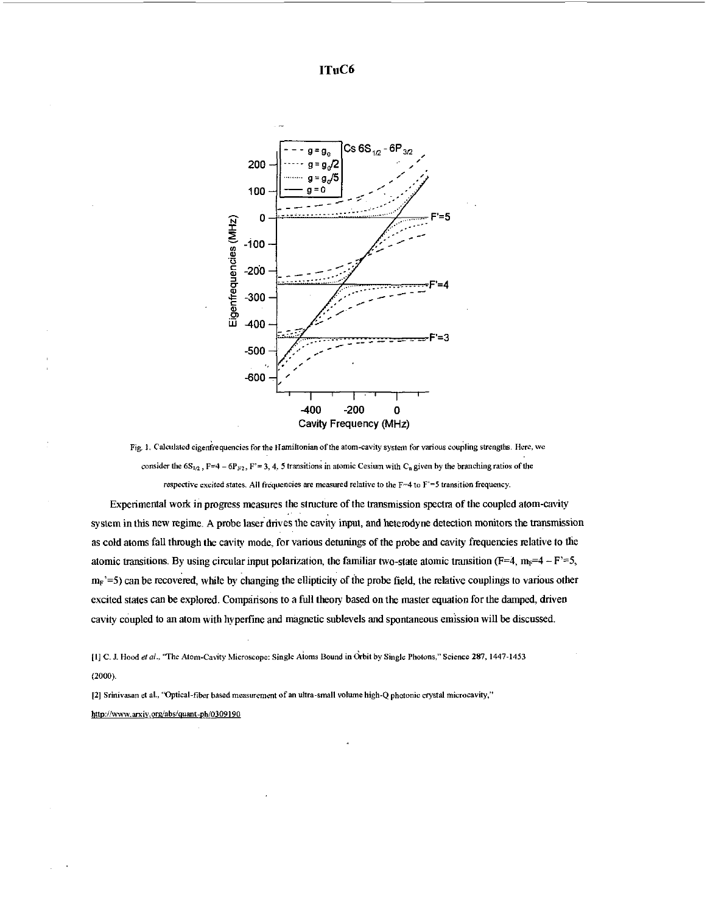ITuC6

$g = g_0$

$g = g_0/2$

$g = g_0/5$

$g = 0$

Cs $6S_{1/2}$ - $6P_{3/2}$

200

100

0

-100

-200

-300

-400

-500

-600

Eigenfrequencies (MHz)

F'=5

F'=4

F'=3

-400

-200

0

Cavity Frequency (MHz)

Fig. 1. Calculated eigenfrequencies for the Hamiltonian of the atom-cavity system for various coupling strengths. Here, we consider the $6S_{1/2}$, F=4 – $6P_{3/2}$, F' = 3, 4, 5 transitions in atomic Cesium with $C_n$ given by the branching ratios of the respective excited states. All frequencies are measured relative to the F=4 to F'=5 transition frequency.

Experimental work in progress measures the structure of the transmission spectra of the coupled atom-cavity system in this new regime. A probe laser drives the cavity input, and heterodyne detection monitors the transmission as cold atoms fall through the cavity mode, for various detunings of the probe and cavity frequencies relative to the atomic transitions. By using circular input polarization, the familiar two-state atomic transition (F=4, $m_F$=4 – F'=5, $m_F$'=5) can be recovered, while by changing the ellipticity of the probe field, the relative couplings to various other excited states can be explored. Comparisons to a full theory based on the master equation for the damped, driven cavity coupled to an atom with hyperfine and magnetic sublevels and spontaneous emission will be discussed.

[1] C. J. Hood *et al.*, "The Atom-Cavity Microscope: Single Atoms Bound in Orbit by Single Photons," Science **287**, 1447-1453 (2000).

[2] Srinivasan et al., "Optical-fiber based measurement of an ultra-small volume high-Q photonic crystal microcavity," http://www.arxiv.org/abs/quant-ph/0309190